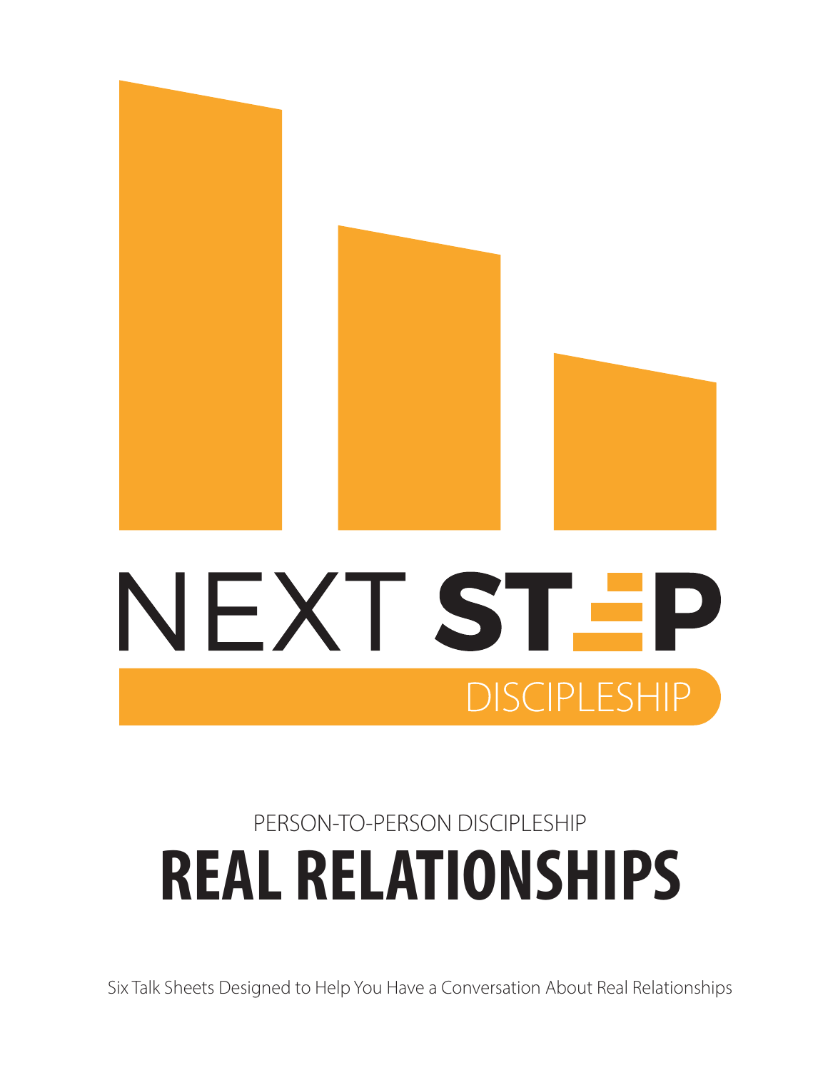# NEXT STEP

DISCIPLESHIP

PERSON-TO-PERSON DISCIPLESHIP

# REAL RELATIONSHIPS

Six Talk Sheets Designed to Help You Have a Conversation About Real Relationships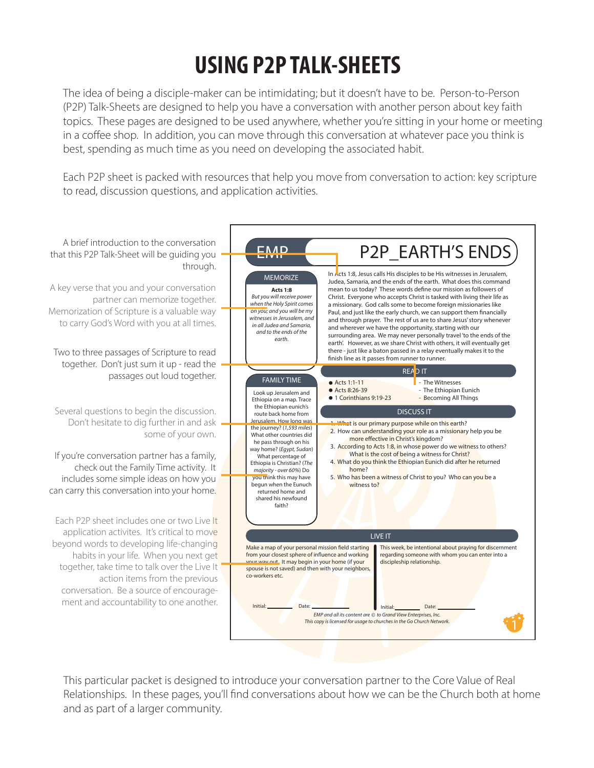# USING P2P TALK-SHEETS

The idea of being a disciple-maker can be intimidating; but it doesn't have to be. Person-to-Person (P2P) Talk-Sheets are designed to help you have a conversation with another person about key faith topics. These pages are designed to be used anywhere, whether you're sitting in your home or meeting in a coffee shop. In addition, you can move through this conversation at whatever pace you think is best, spending as much time as you need on developing the associated habit.

Each P2P sheet is packed with resources that help you move from conversation to action: key scripture to read, discussion questions, and application activities.

A brief introduction to the conversation that this P2P Talk-Sheet will be guiding you through.

A key verse that you and your conversation partner can memorize together. Memorization of Scripture is a valuable way to carry God's Word with you at all times.

Two to three passages of Scripture to read together. Don't just sum it up - read the passages out loud together.

Several questions to begin the discussion. Don't hesitate to dig further in and ask some of your own.

If you're conversation partner has a family, check out the Family Time activity. It includes some simple ideas on how you can carry this conversation into your home.

Each P2P sheet includes one or two Live It application activites. It's critical to move beyond words to developing life-changing habits in your life. When you next get together, take time to talk over the Live It action items from the previous conversation. Be a source of encouragement and accountability to one another.

---

EMP

## P2P_EARTH'S ENDS

### MEMORIZE

**Acts 1:8**

*But you will receive power when the Holy Spirit comes on you; and you will be my witnesses in Jerusalem, and in all Judea and Samaria, and to the ends of the earth.*

In Acts 1:8, Jesus calls His disciples to be His witnesses in Jerusalem, Judea, Samaria, and the ends of the earth. What does this command mean to us today? These words define our mission as followers of Christ. Everyone who accepts Christ is tasked with living their life as a missionary. God calls some to become foreign missionaries like Paul, and just like the early church, we can support them financially and through prayer. The rest of us are to share Jesus' story whenever and wherever we have the opportunity, starting with our surrounding area. We may never personally travel 'to the ends of the earth'. However, as we share Christ with others, it will eventually get there - just like a baton passed in a relay eventually makes it to the finish line as it passes from runner to runner.

### FAMILY TIME

Look up Jerusalem and Ethiopia on a map. Trace the Ethiopian eunich's route back home from Jerusalem. How long was the journey? (*1,593 miles*) What other countries did he pass through on his way home? (*Egypt, Sudan*) What percentage of Ethiopia is Christian? (*The majority - over 60%*) Do you think this may have begun when the Eunuch returned home and shared his newfound faith?

### READ IT

- Acts 1:1-11 - The Witnesses
- Acts 8:26-39 - The Ethiopian Eunich
- 1 Corinthians 9:19-23 - Becoming All Things

### DISCUSS IT

1. What is our primary purpose while on this earth?
2. How can understanding your role as a missionary help you be more effective in Christ's kingdom?
3. According to Acts 1:8, in whose power do we witness to others? What is the cost of being a witness for Christ?
4. What do you think the Ethiopian Eunich did after he returned home?
5. Who has been a witness of Christ to you? Who can you be a witness to?

### LIVE IT

Make a map of your personal mission field starting from your closest sphere of influence and working your way out. It may begin in your home (if your spouse is not saved) and then with your neighbors, co-workers etc.

Initial: ________ Date: ________

This week, be intentional about praying for discernment regarding someone with whom you can enter into a discipleship relationship.

Initial: ________ Date: ________

*EMP and all its content are © to Grand View Enterprises, Inc.*
*This copy is licensed for usage to churches in the Go Church Network.*

---

This particular packet is designed to introduce your conversation partner to the Core Value of Real Relationships. In these pages, you'll find conversations about how we can be the Church both at home and as part of a larger community.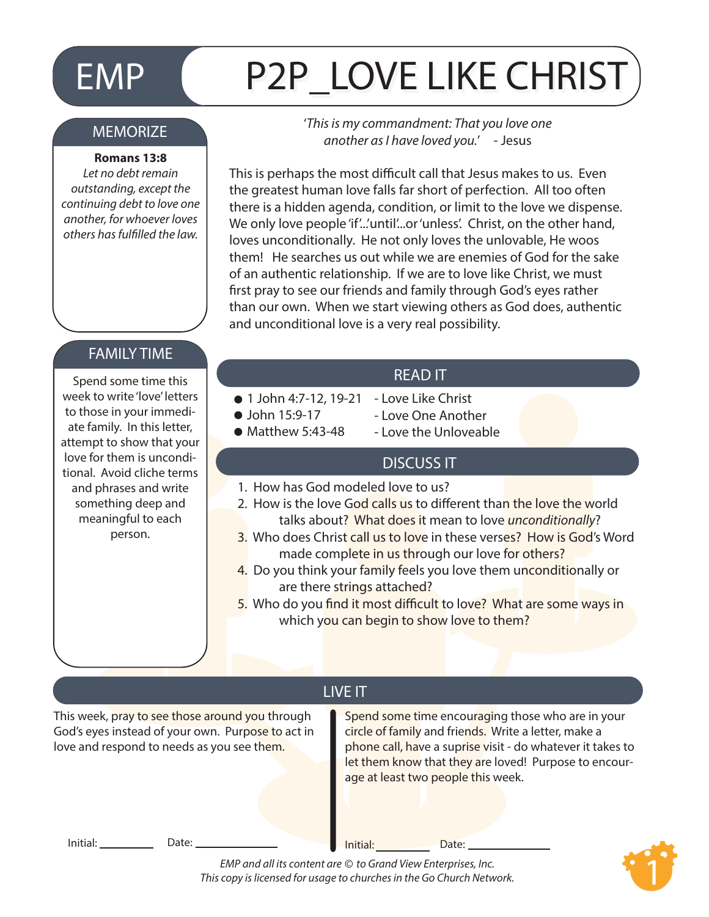# EMP P2P_LOVE LIKE CHRIST

## MEMORIZE

**Romans 13:8**
*Let no debt remain outstanding, except the continuing debt to love one another, for whoever loves others has fulfilled the law.*

*'This is my commandment: That you love one another as I have loved you.'* - Jesus

This is perhaps the most difficult call that Jesus makes to us. Even the greatest human love falls far short of perfection. All too often there is a hidden agenda, condition, or limit to the love we dispense. We only love people 'if'...'until'...or 'unless'. Christ, on the other hand, loves unconditionally. He not only loves the unlovable, He woos them! He searches us out while we are enemies of God for the sake of an authentic relationship. If we are to love like Christ, we must first pray to see our friends and family through God's eyes rather than our own. When we start viewing others as God does, authentic and unconditional love is a very real possibility.

## FAMILY TIME

Spend some time this week to write 'love' letters to those in your immediate family. In this letter, attempt to show that your love for them is unconditional. Avoid cliche terms and phrases and write something deep and meaningful to each person.

## READ IT

- 1 John 4:7-12, 19-21 - Love Like Christ
- John 15:9-17 - Love One Another
- Matthew 5:43-48 - Love the Unloveable

## DISCUSS IT

1. How has God modeled love to us?
2. How is the love God calls us to different than the love the world talks about? What does it mean to love *unconditionally*?
3. Who does Christ call us to love in these verses? How is God's Word made complete in us through our love for others?
4. Do you think your family feels you love them unconditionally or are there strings attached?
5. Who do you find it most difficult to love? What are some ways in which you can begin to show love to them?

## LIVE IT

This week, pray to see those around you through God's eyes instead of your own. Purpose to act in love and respond to needs as you see them.

Initial: __________ Date: ______________

Spend some time encouraging those who are in your circle of family and friends. Write a letter, make a phone call, have a suprise visit - do whatever it takes to let them know that they are loved! Purpose to encourage at least two people this week.

Initial: __________ Date: ______________

*EMP and all its content are © to Grand View Enterprises, Inc.*
*This copy is licensed for usage to churches in the Go Church Network.*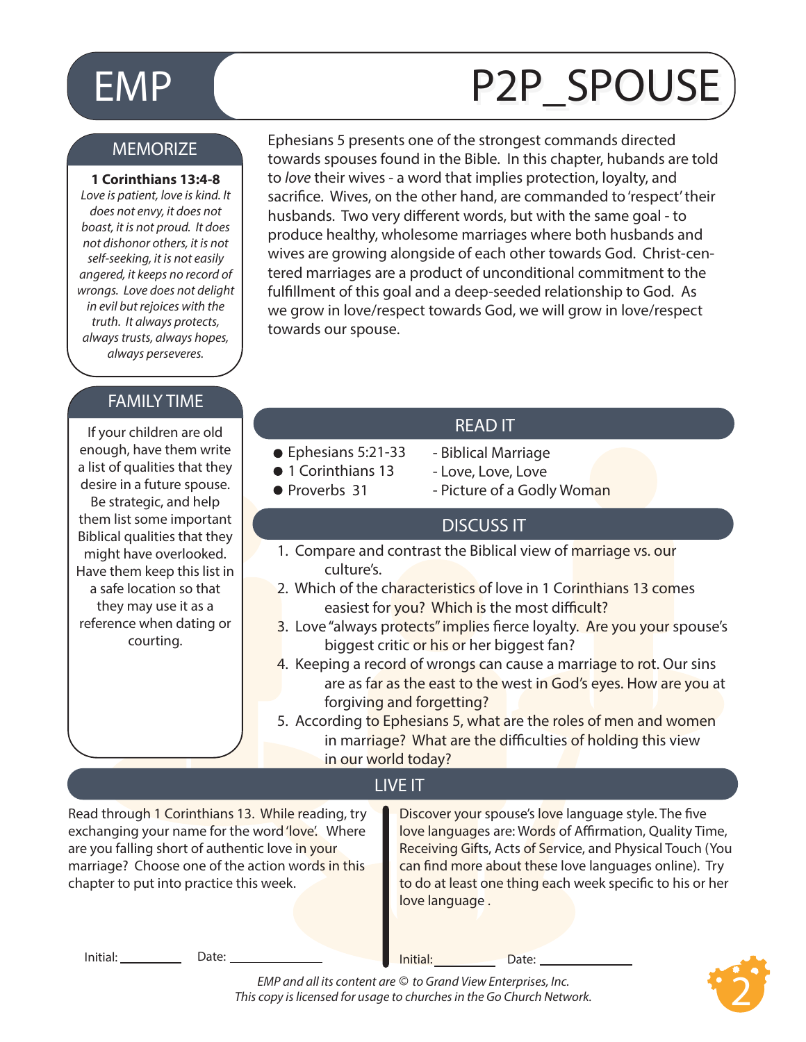# EMP P2P_SPOUSE

## MEMORIZE

**1 Corinthians 13:4-8**

*Love is patient, love is kind. It does not envy, it does not boast, it is not proud. It does not dishonor others, it is not self-seeking, it is not easily angered, it keeps no record of wrongs. Love does not delight in evil but rejoices with the truth. It always protects, always trusts, always hopes, always perseveres.*

Ephesians 5 presents one of the strongest commands directed towards spouses found in the Bible. In this chapter, hubands are told to *love* their wives - a word that implies protection, loyalty, and sacrifice. Wives, on the other hand, are commanded to 'respect' their husbands. Two very different words, but with the same goal - to produce healthy, wholesome marriages where both husbands and wives are growing alongside of each other towards God. Christ-centered marriages are a product of unconditional commitment to the fulfillment of this goal and a deep-seeded relationship to God. As we grow in love/respect towards God, we will grow in love/respect towards our spouse.

## FAMILY TIME

If your children are old enough, have them write a list of qualities that they desire in a future spouse. Be strategic, and help them list some important Biblical qualities that they might have overlooked. Have them keep this list in a safe location so that they may use it as a reference when dating or courting.

## READ IT

- Ephesians 5:21-33 - Biblical Marriage
- 1 Corinthians 13 - Love, Love, Love
- Proverbs 31 - Picture of a Godly Woman

## DISCUSS IT

1. Compare and contrast the Biblical view of marriage vs. our culture's.
2. Which of the characteristics of love in 1 Corinthians 13 comes easiest for you? Which is the most difficult?
3. Love "always protects" implies fierce loyalty. Are you your spouse's biggest critic or his or her biggest fan?
4. Keeping a record of wrongs can cause a marriage to rot. Our sins are as far as the east to the west in God's eyes. How are you at forgiving and forgetting?
5. According to Ephesians 5, what are the roles of men and women in marriage? What are the difficulties of holding this view in our world today?

## LIVE IT

Read through 1 Corinthians 13. While reading, try exchanging your name for the word 'love'. Where are you falling short of authentic love in your marriage? Choose one of the action words in this chapter to put into practice this week.

Initial: ________ Date: ____________

Discover your spouse's love language style. The five love languages are: Words of Affirmation, Quality Time, Receiving Gifts, Acts of Service, and Physical Touch (You can find more about these love languages online). Try to do at least one thing each week specific to his or her love language .

Initial: ________ Date: ____________

*EMP and all its content are © to Grand View Enterprises, Inc. This copy is licensed for usage to churches in the Go Church Network.*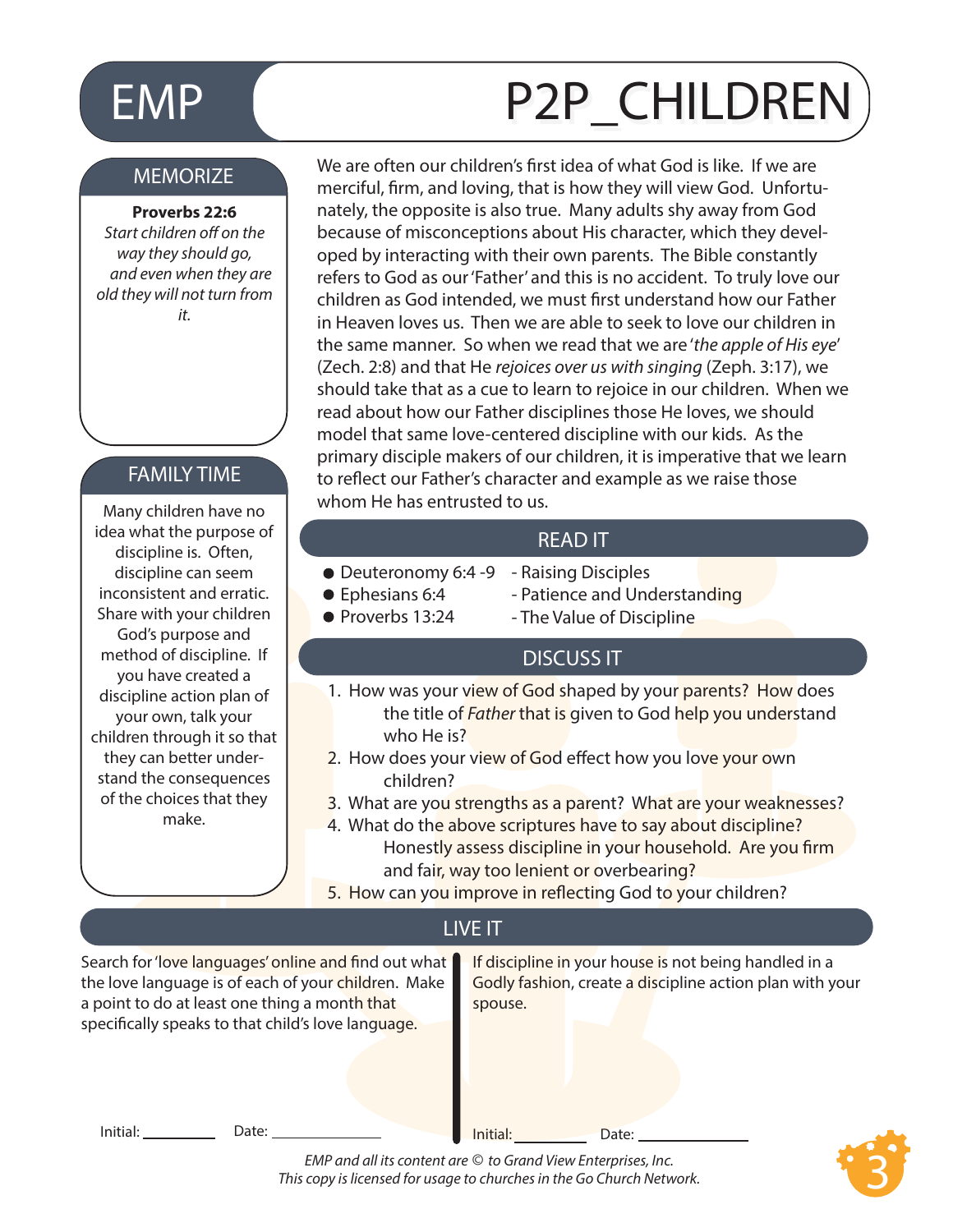# EMP P2P_CHILDREN

## MEMORIZE

**Proverbs 22:6**

*Start children off on the way they should go, and even when they are old they will not turn from it.*

## FAMILY TIME

Many children have no idea what the purpose of discipline is. Often, discipline can seem inconsistent and erratic. Share with your children God's purpose and method of discipline. If you have created a discipline action plan of your own, talk your children through it so that they can better understand the consequences of the choices that they make.

We are often our children's first idea of what God is like. If we are merciful, firm, and loving, that is how they will view God. Unfortunately, the opposite is also true. Many adults shy away from God because of misconceptions about His character, which they developed by interacting with their own parents. The Bible constantly refers to God as our 'Father' and this is no accident. To truly love our children as God intended, we must first understand how our Father in Heaven loves us. Then we are able to seek to love our children in the same manner. So when we read that we are '*the apple of His eye*' (Zech. 2:8) and that He *rejoices over us with singing* (Zeph. 3:17), we should take that as a cue to learn to rejoice in our children. When we read about how our Father disciplines those He loves, we should model that same love-centered discipline with our kids. As the primary disciple makers of our children, it is imperative that we learn to reflect our Father's character and example as we raise those whom He has entrusted to us.

## READ IT

- Deuteronomy 6:4 -9 - Raising Disciples
- Ephesians 6:4 - Patience and Understanding
- Proverbs 13:24 - The Value of Discipline

## DISCUSS IT

1. How was your view of God shaped by your parents? How does the title of *Father* that is given to God help you understand who He is?
2. How does your view of God effect how you love your own children?
3. What are you strengths as a parent? What are your weaknesses?
4. What do the above scriptures have to say about discipline? Honestly assess discipline in your household. Are you firm and fair, way too lenient or overbearing?
5. How can you improve in reflecting God to your children?

## LIVE IT

Search for 'love languages' online and find out what the love language is of each of your children. Make a point to do at least one thing a month that specifically speaks to that child's love language.

Initial: __________ Date: ______________

If discipline in your house is not being handled in a Godly fashion, create a discipline action plan with your spouse.

Initial: __________ Date: ______________

*EMP and all its content are © to Grand View Enterprises, Inc.*
*This copy is licensed for usage to churches in the Go Church Network.*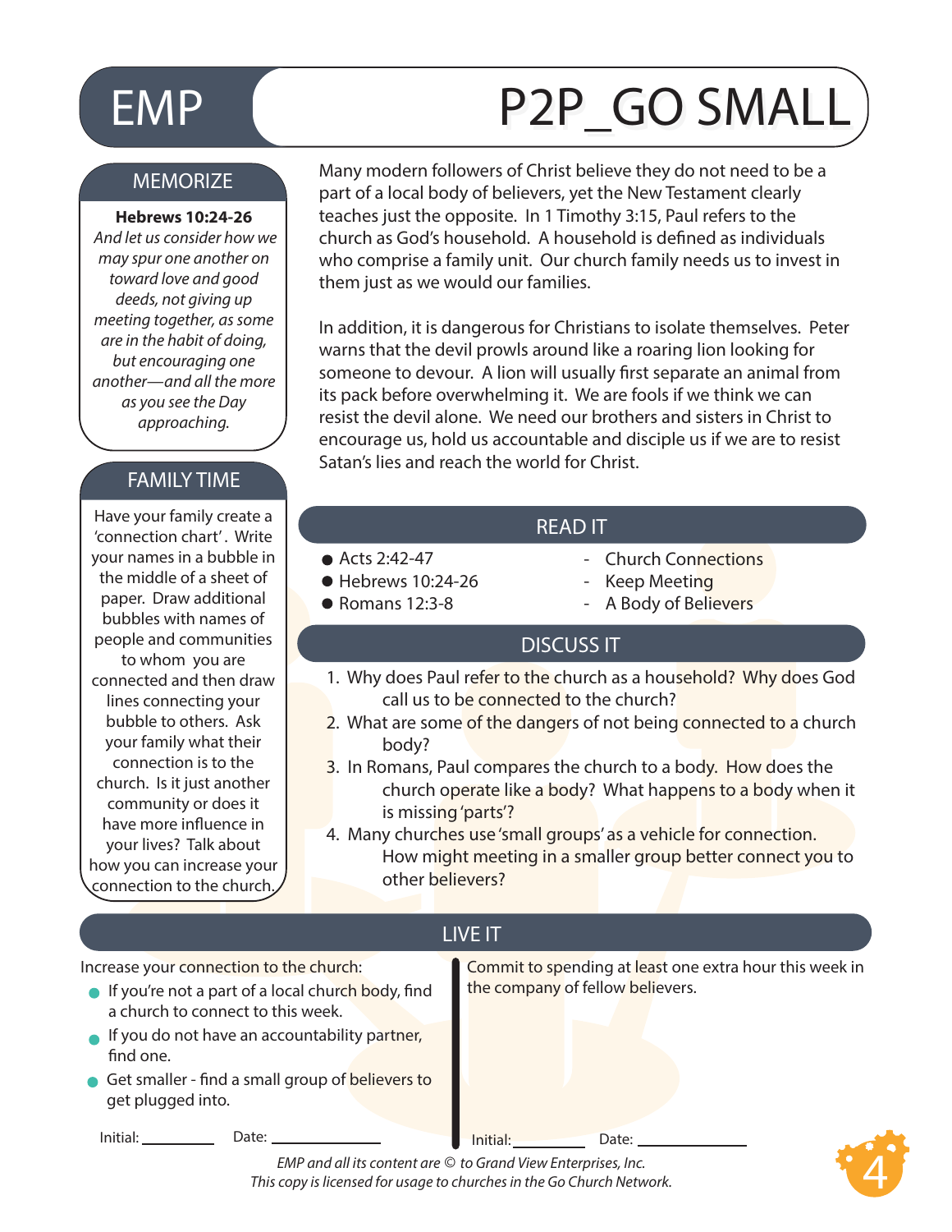# EMP P2P_GO SMALL

## MEMORIZE

**Hebrews 10:24-26**

*And let us consider how we may spur one another on toward love and good deeds, not giving up meeting together, as some are in the habit of doing, but encouraging one another—and all the more as you see the Day approaching.*

## FAMILY TIME

Have your family create a 'connection chart'. Write your names in a bubble in the middle of a sheet of paper. Draw additional bubbles with names of people and communities to whom you are connected and then draw lines connecting your bubble to others. Ask your family what their connection is to the church. Is it just another community or does it have more influence in your lives? Talk about how you can increase your connection to the church.

Many modern followers of Christ believe they do not need to be a part of a local body of believers, yet the New Testament clearly teaches just the opposite. In 1 Timothy 3:15, Paul refers to the church as God's household. A household is defined as individuals who comprise a family unit. Our church family needs us to invest in them just as we would our families.

In addition, it is dangerous for Christians to isolate themselves. Peter warns that the devil prowls around like a roaring lion looking for someone to devour. A lion will usually first separate an animal from its pack before overwhelming it. We are fools if we think we can resist the devil alone. We need our brothers and sisters in Christ to encourage us, hold us accountable and disciple us if we are to resist Satan's lies and reach the world for Christ.

## READ IT

- Acts 2:42-47 - Church Connections
- Hebrews 10:24-26 - Keep Meeting
- Romans 12:3-8 - A Body of Believers

## DISCUSS IT

1. Why does Paul refer to the church as a household? Why does God call us to be connected to the church?
2. What are some of the dangers of not being connected to a church body?
3. In Romans, Paul compares the church to a body. How does the church operate like a body? What happens to a body when it is missing 'parts'?
4. Many churches use 'small groups' as a vehicle for connection. How might meeting in a smaller group better connect you to other believers?

## LIVE IT

Increase your connection to the church:

- If you're not a part of a local church body, find a church to connect to this week.
- If you do not have an accountability partner, find one.
- Get smaller - find a small group of believers to get plugged into.

Initial: ________ Date: ____________

Commit to spending at least one extra hour this week in the company of fellow believers.

Initial: ________ Date: ____________

*EMP and all its content are © to Grand View Enterprises, Inc.*
*This copy is licensed for usage to churches in the Go Church Network.*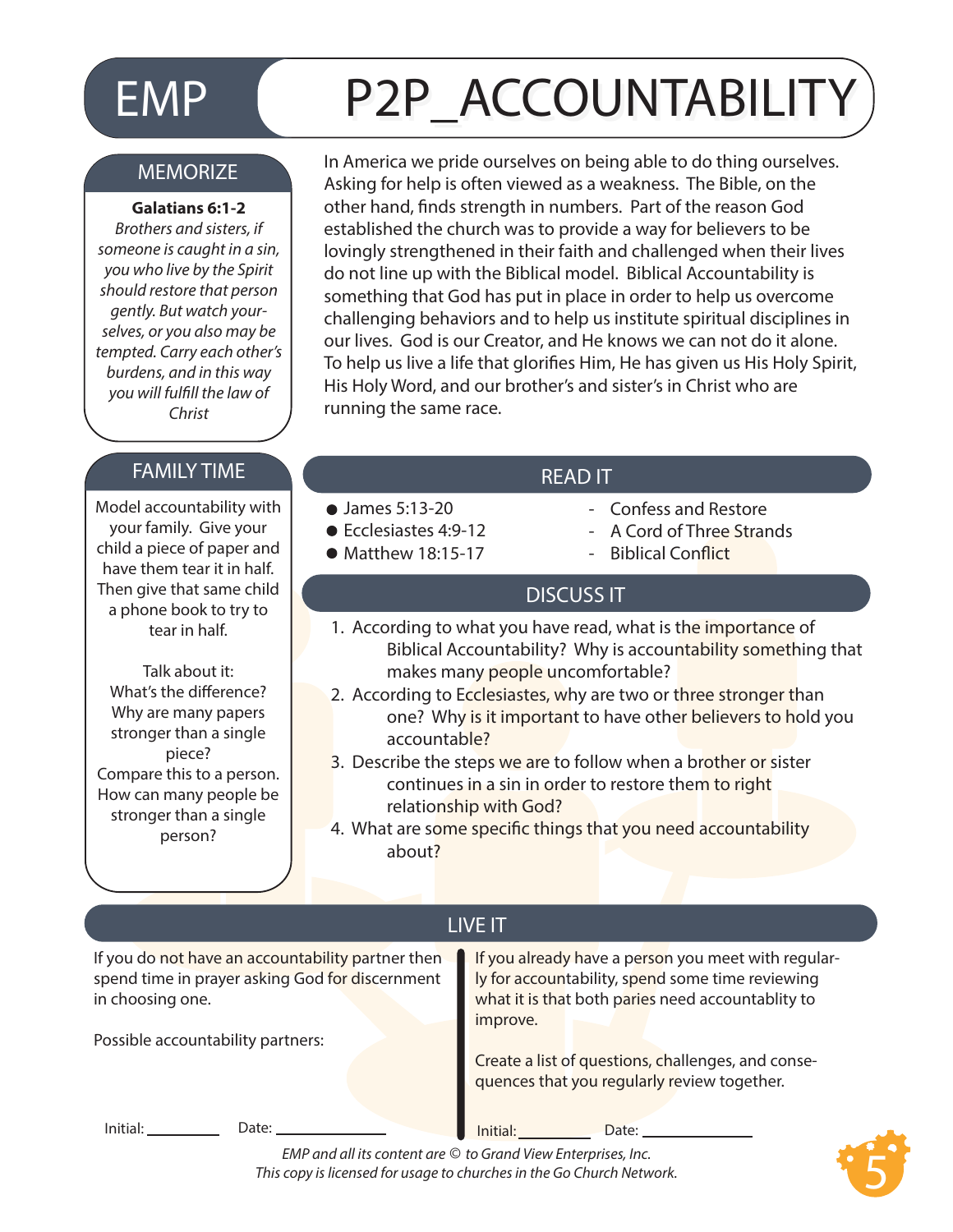# EMP P2P_ACCOUNTABILITY

## MEMORIZE

**Galatians 6:1-2**

*Brothers and sisters, if someone is caught in a sin, you who live by the Spirit should restore that person gently. But watch yourselves, or you also may be tempted. Carry each other's burdens, and in this way you will fulfill the law of Christ*

In America we pride ourselves on being able to do thing ourselves. Asking for help is often viewed as a weakness. The Bible, on the other hand, finds strength in numbers. Part of the reason God established the church was to provide a way for believers to be lovingly strengthened in their faith and challenged when their lives do not line up with the Biblical model. Biblical Accountability is something that God has put in place in order to help us overcome challenging behaviors and to help us institute spiritual disciplines in our lives. God is our Creator, and He knows we can not do it alone. To help us live a life that glorifies Him, He has given us His Holy Spirit, His Holy Word, and our brother's and sister's in Christ who are running the same race.

## FAMILY TIME

Model accountability with your family. Give your child a piece of paper and have them tear it in half. Then give that same child a phone book to try to tear in half.

Talk about it:
What's the difference?
Why are many papers stronger than a single piece?
Compare this to a person.
How can many people be stronger than a single person?

## READ IT

- James 5:13-20 - Confess and Restore
- Ecclesiastes 4:9-12 - A Cord of Three Strands
- Matthew 18:15-17 - Biblical Conflict

## DISCUSS IT

1. According to what you have read, what is the importance of Biblical Accountability? Why is accountability something that makes many people uncomfortable?
2. According to Ecclesiastes, why are two or three stronger than one? Why is it important to have other believers to hold you accountable?
3. Describe the steps we are to follow when a brother or sister continues in a sin in order to restore them to right relationship with God?
4. What are some specific things that you need accountability about?

## LIVE IT

If you do not have an accountability partner then spend time in prayer asking God for discernment in choosing one.

Possible accountability partners:

Initial: ________ Date: ____________

If you already have a person you meet with regularly for accountability, spend some time reviewing what it is that both paries need accountablity to improve.

Create a list of questions, challenges, and consequences that you regularly review together.

Initial: ________ Date: ____________

*EMP and all its content are © to Grand View Enterprises, Inc.*
*This copy is licensed for usage to churches in the Go Church Network.*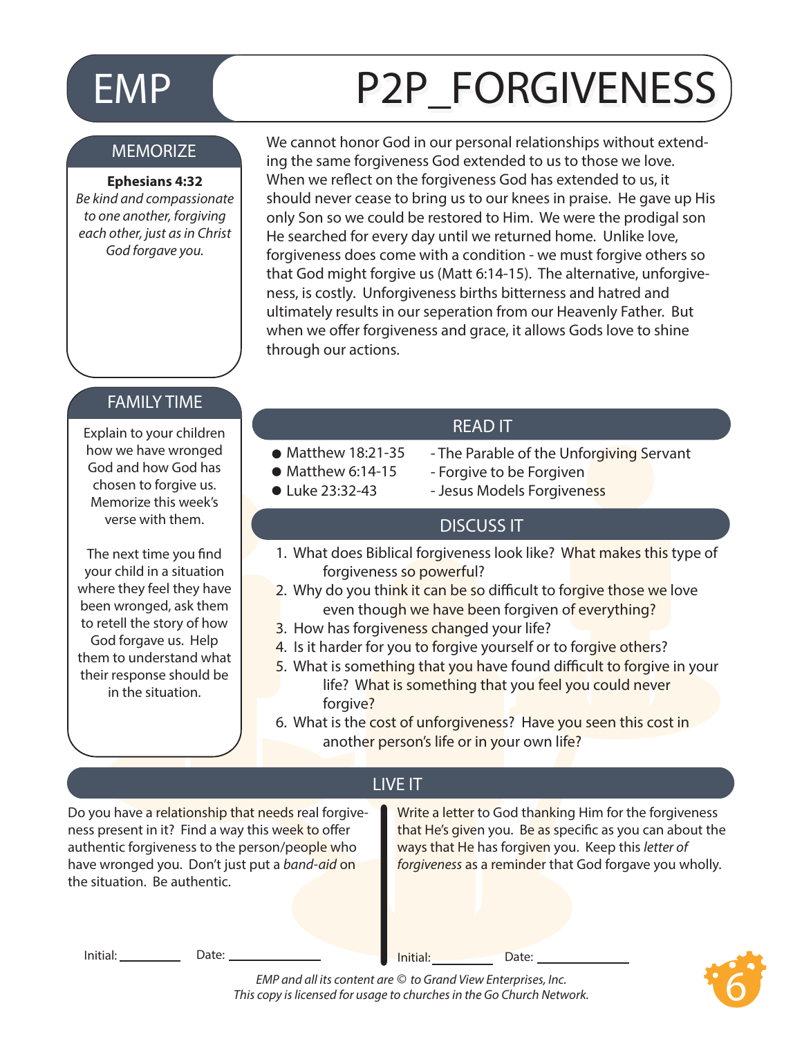# EMP P2P_FORGIVENESS

## MEMORIZE

**Ephesians 4:32**

*Be kind and compassionate to one another, forgiving each other, just as in Christ God forgave you.*

We cannot honor God in our personal relationships without extending the same forgiveness God extended to us to those we love. When we reflect on the forgiveness God has extended to us, it should never cease to bring us to our knees in praise. He gave up His only Son so we could be restored to Him. We were the prodigal son He searched for every day until we returned home. Unlike love, forgiveness does come with a condition - we must forgive others so that God might forgive us (Matt 6:14-15). The alternative, unforgiveness, is costly. Unforgiveness births bitterness and hatred and ultimately results in our seperation from our Heavenly Father. But when we offer forgiveness and grace, it allows Gods love to shine through our actions.

## FAMILY TIME

Explain to your children how we have wronged God and how God has chosen to forgive us. Memorize this week's verse with them.

The next time you find your child in a situation where they feel they have been wronged, ask them to retell the story of how God forgave us. Help them to understand what their response should be in the situation.

## READ IT

- Matthew 18:21-35 - The Parable of the Unforgiving Servant
- Matthew 6:14-15 - Forgive to be Forgiven
- Luke 23:32-43 - Jesus Models Forgiveness

## DISCUSS IT

1. What does Biblical forgiveness look like? What makes this type of forgiveness so powerful?
2. Why do you think it can be so difficult to forgive those we love even though we have been forgiven of everything?
3. How has forgiveness changed your life?
4. Is it harder for you to forgive yourself or to forgive others?
5. What is something that you have found difficult to forgive in your life? What is something that you feel you could never forgive?
6. What is the cost of unforgiveness? Have you seen this cost in another person's life or in your own life?

## LIVE IT

Do you have a relationship that needs real forgiveness present in it? Find a way this week to offer authentic forgiveness to the person/people who have wronged you. Don't just put a *band-aid* on the situation. Be authentic.

Initial: ________ Date: ____________

Write a letter to God thanking Him for the forgiveness that He's given you. Be as specific as you can about the ways that He has forgiven you. Keep this *letter of forgiveness* as a reminder that God forgave you wholly.

Initial: ________ Date: ____________

*EMP and all its content are © to Grand View Enterprises, Inc.*
*This copy is licensed for usage to churches in the Go Church Network.*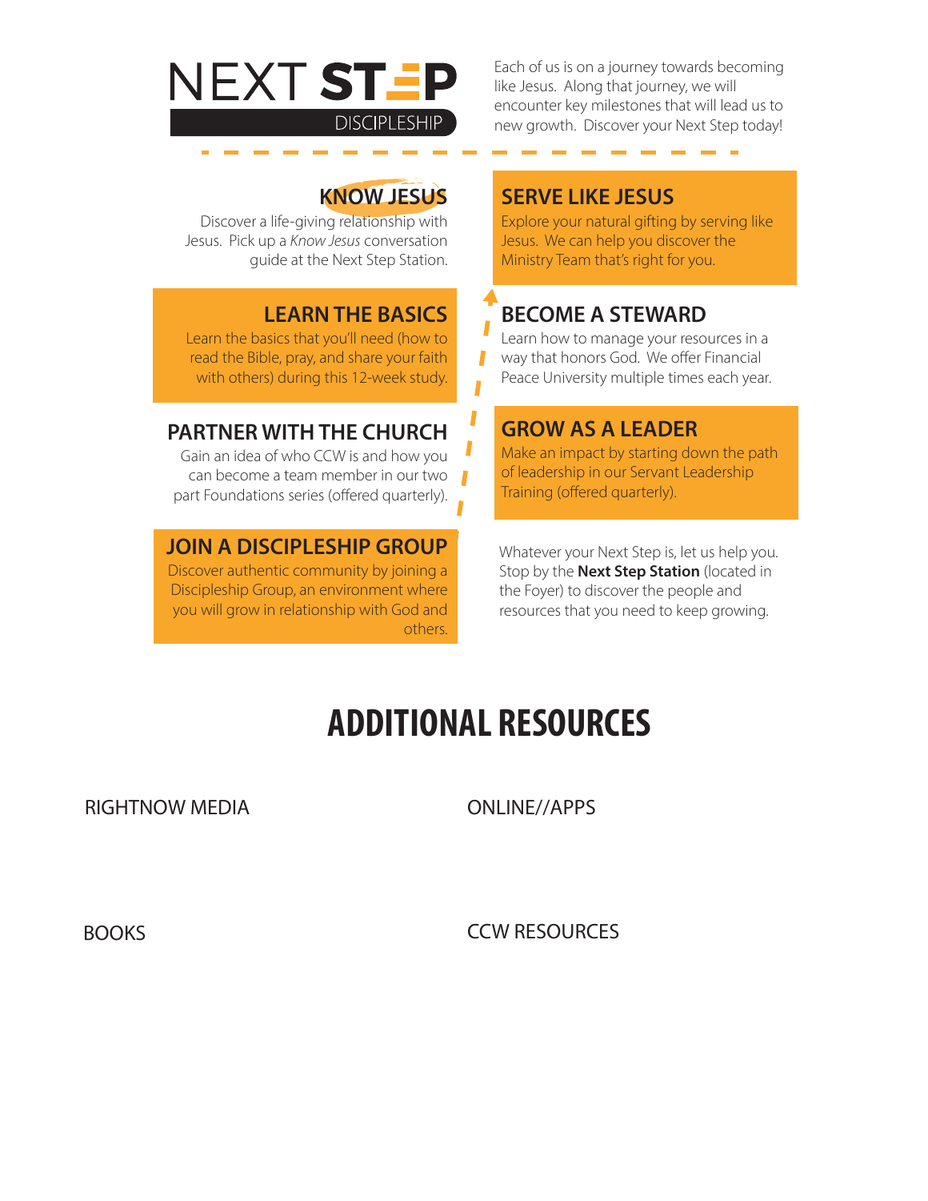# NEXT STEP DISCIPLESHIP

Each of us is on a journey towards becoming like Jesus. Along that journey, we will encounter key milestones that will lead us to new growth. Discover your Next Step today!

## KNOW JESUS

Discover a life-giving relationship with Jesus. Pick up a *Know Jesus* conversation guide at the Next Step Station.

## LEARN THE BASICS

Learn the basics that you'll need (how to read the Bible, pray, and share your faith with others) during this 12-week study.

## PARTNER WITH THE CHURCH

Gain an idea of who CCW is and how you can become a team member in our two part Foundations series (offered quarterly).

## JOIN A DISCIPLESHIP GROUP

Discover authentic community by joining a Discipleship Group, an environment where you will grow in relationship with God and others.

## SERVE LIKE JESUS

Explore your natural gifting by serving like Jesus. We can help you discover the Ministry Team that's right for you.

## BECOME A STEWARD

Learn how to manage your resources in a way that honors God. We offer Financial Peace University multiple times each year.

## GROW AS A LEADER

Make an impact by starting down the path of leadership in our Servant Leadership Training (offered quarterly).

Whatever your Next Step is, let us help you. Stop by the **Next Step Station** (located in the Foyer) to discover the people and resources that you need to keep growing.

# ADDITIONAL RESOURCES

RIGHTNOW MEDIA

ONLINE//APPS

BOOKS

CCW RESOURCES